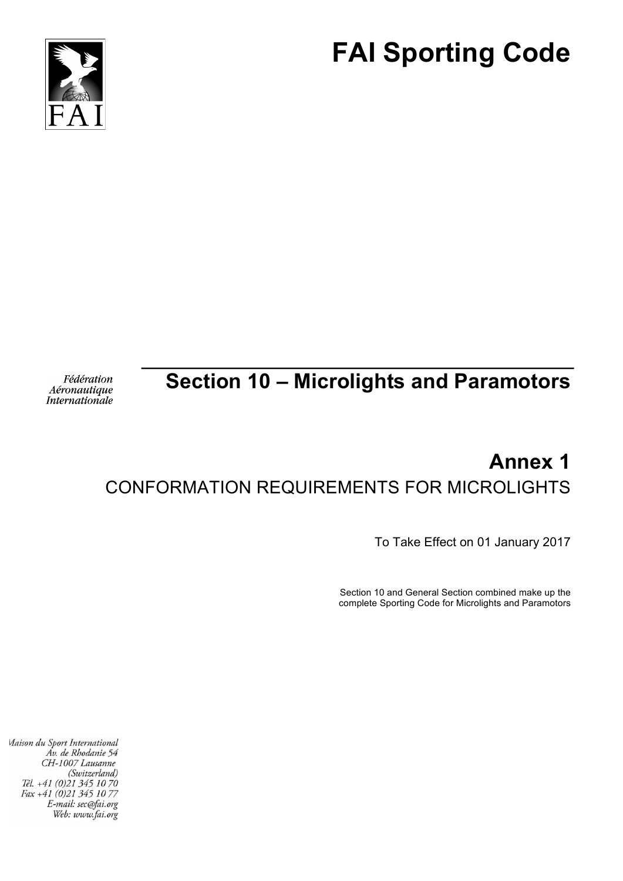# FAI Sporting Code

Fédération Aéronautique Internationale

## Section 10 – Microlights and Paramotors

## Annex 1

CONFORMATION REQUIREMENTS FOR MICROLIGHTS

To Take Effect on 01 January 2017

Section 10 and General Section combined make up the complete Sporting Code for Microlights and Paramotors

Maison du Sport International
Av. de Rhodanie 54
CH-1007 Lausanne
(Switzerland)
Tél. +41 (0)21 345 10 70
Fax +41 (0)21 345 10 77
E-mail: sec@fai.org
Web: www.fai.org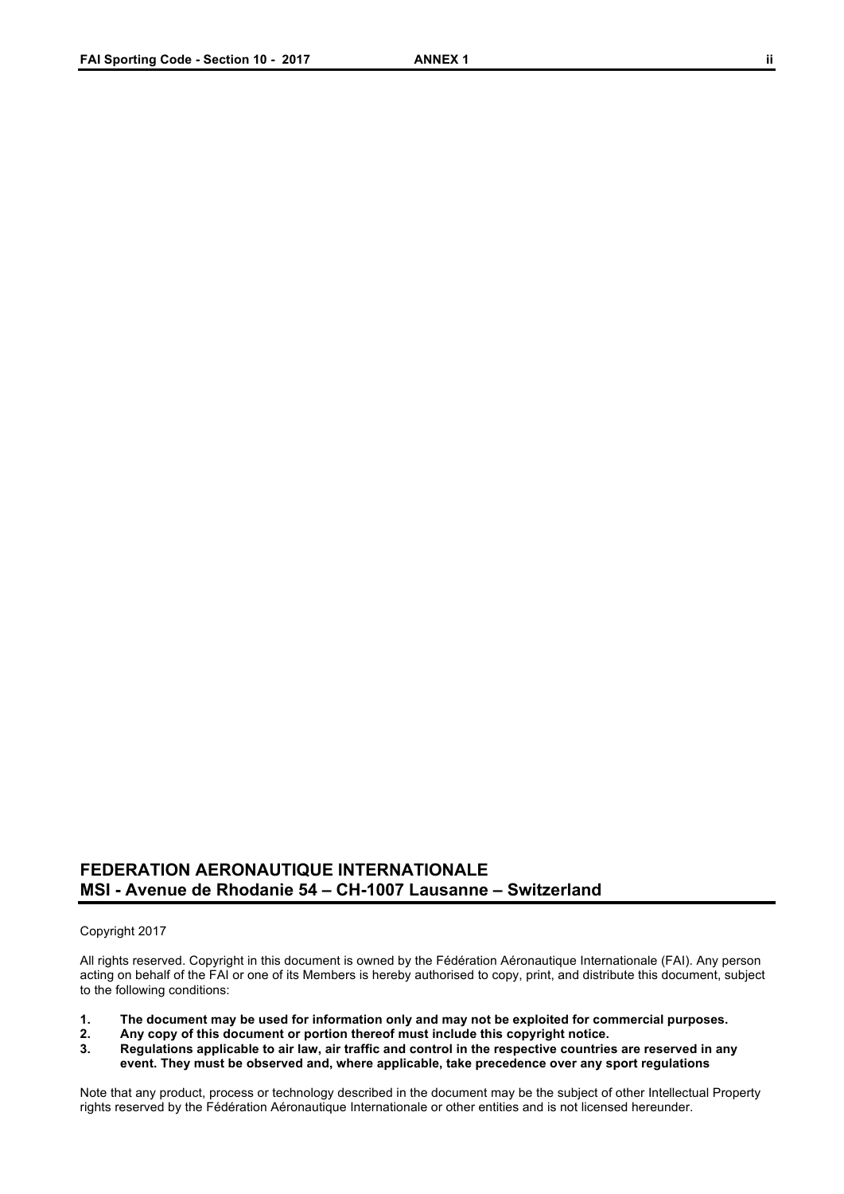## FEDERATION AERONAUTIQUE INTERNATIONALE
## MSI - Avenue de Rhodanie 54 – CH-1007 Lausanne – Switzerland

Copyright 2017

All rights reserved. Copyright in this document is owned by the Fédération Aéronautique Internationale (FAI). Any person acting on behalf of the FAI or one of its Members is hereby authorised to copy, print, and distribute this document, subject to the following conditions:

1. **The document may be used for information only and may not be exploited for commercial purposes.**
2. **Any copy of this document or portion thereof must include this copyright notice.**
3. **Regulations applicable to air law, air traffic and control in the respective countries are reserved in any event. They must be observed and, where applicable, take precedence over any sport regulations**

Note that any product, process or technology described in the document may be the subject of other Intellectual Property rights reserved by the Fédération Aéronautique Internationale or other entities and is not licensed hereunder.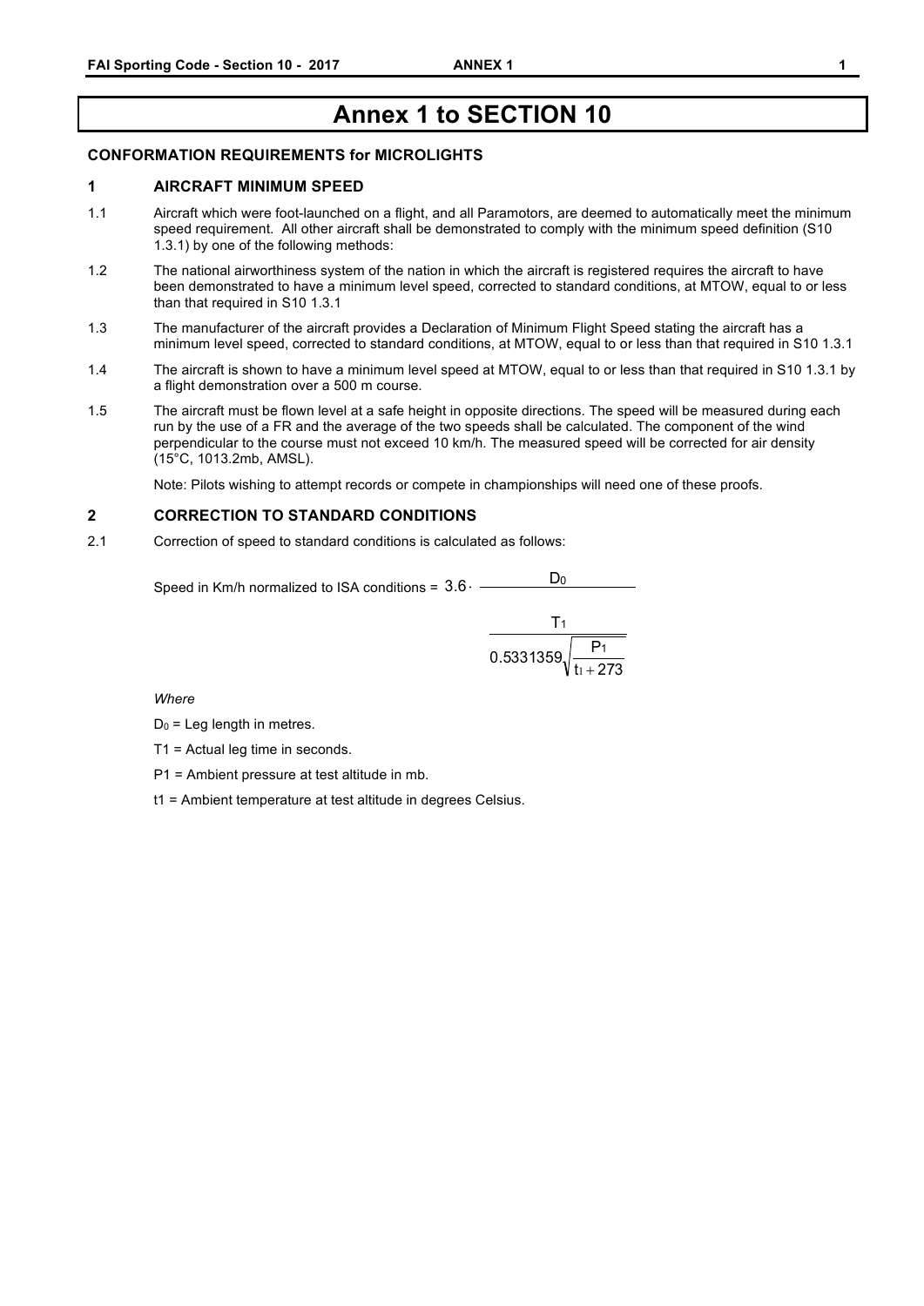# Annex 1 to SECTION 10

**CONFORMATION REQUIREMENTS for MICROLIGHTS**

## 1 AIRCRAFT MINIMUM SPEED

1.1 Aircraft which were foot-launched on a flight, and all Paramotors, are deemed to automatically meet the minimum speed requirement. All other aircraft shall be demonstrated to comply with the minimum speed definition (S10 1.3.1) by one of the following methods:

1.2 The national airworthiness system of the nation in which the aircraft is registered requires the aircraft to have been demonstrated to have a minimum level speed, corrected to standard conditions, at MTOW, equal to or less than that required in S10 1.3.1

1.3 The manufacturer of the aircraft provides a Declaration of Minimum Flight Speed stating the aircraft has a minimum level speed, corrected to standard conditions, at MTOW, equal to or less than that required in S10 1.3.1

1.4 The aircraft is shown to have a minimum level speed at MTOW, equal to or less than that required in S10 1.3.1 by a flight demonstration over a 500 m course.

1.5 The aircraft must be flown level at a safe height in opposite directions. The speed will be measured during each run by the use of a FR and the average of the two speeds shall be calculated. The component of the wind perpendicular to the course must not exceed 10 km/h. The measured speed will be corrected for air density (15°C, 1013.2mb, AMSL).

Note: Pilots wishing to attempt records or compete in championships will need one of these proofs.

## 2 CORRECTION TO STANDARD CONDITIONS

2.1 Correction of speed to standard conditions is calculated as follows:

Speed in Km/h normalized to ISA conditions =

$$3.6 \cdot \frac{D_0}{\dfrac{T_1}{0.5331359\sqrt{\dfrac{P_1}{t_1 + 273}}}}$$

*Where*

$D_0$ = Leg length in metres.

T1 = Actual leg time in seconds.

P1 = Ambient pressure at test altitude in mb.

t1 = Ambient temperature at test altitude in degrees Celsius.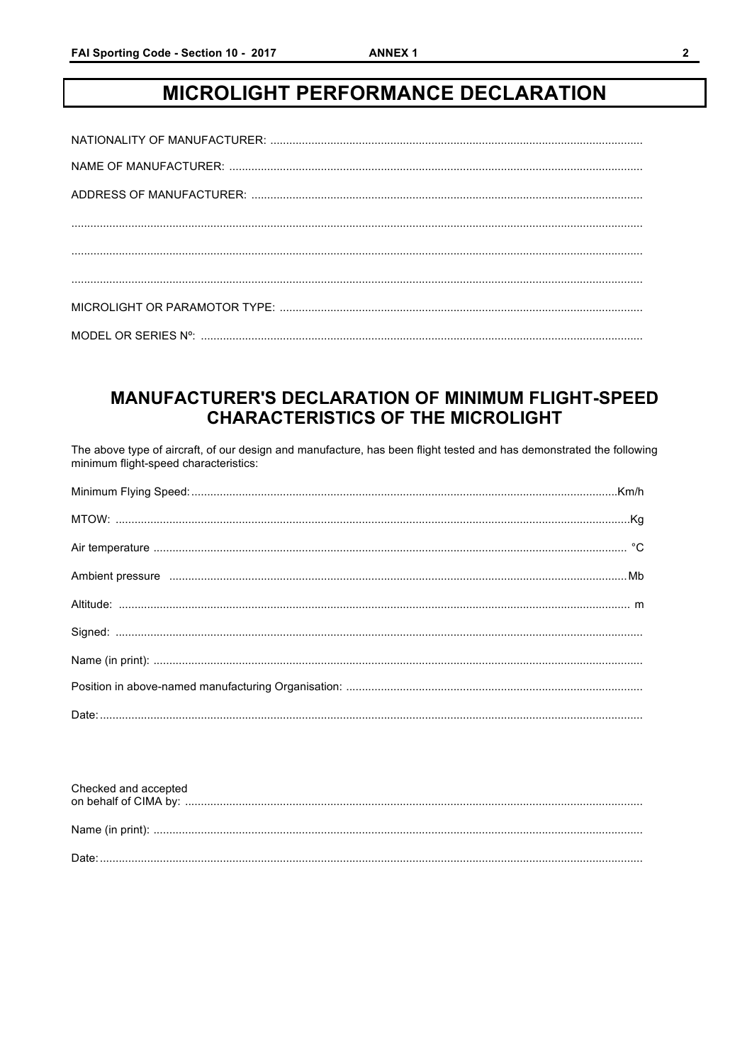# MICROLIGHT PERFORMANCE DECLARATION

NATIONALITY OF MANUFACTURER: ...........................................................................................................

NAME OF MANUFACTURER: ...........................................................................................................

ADDRESS OF MANUFACTURER: ...........................................................................................................

...........................................................................................................

...........................................................................................................

...........................................................................................................

MICROLIGHT OR PARAMOTOR TYPE: ...........................................................................................................

MODEL OR SERIES Nº: ...........................................................................................................

## MANUFACTURER'S DECLARATION OF MINIMUM FLIGHT-SPEED CHARACTERISTICS OF THE MICROLIGHT

The above type of aircraft, of our design and manufacture, has been flight tested and has demonstrated the following minimum flight-speed characteristics:

Minimum Flying Speed: ...........................................................................................................Km/h

MTOW: ...........................................................................................................Kg

Air temperature ........................................................................................................... °C

Ambient pressure ...........................................................................................................Mb

Altitude: ........................................................................................................... m

Signed: ...........................................................................................................

Name (in print): ...........................................................................................................

Position in above-named manufacturing Organisation: ...........................................................................................................

Date: ...........................................................................................................

Checked and accepted
on behalf of CIMA by: ...........................................................................................................

Name (in print): ...........................................................................................................

Date: ...........................................................................................................